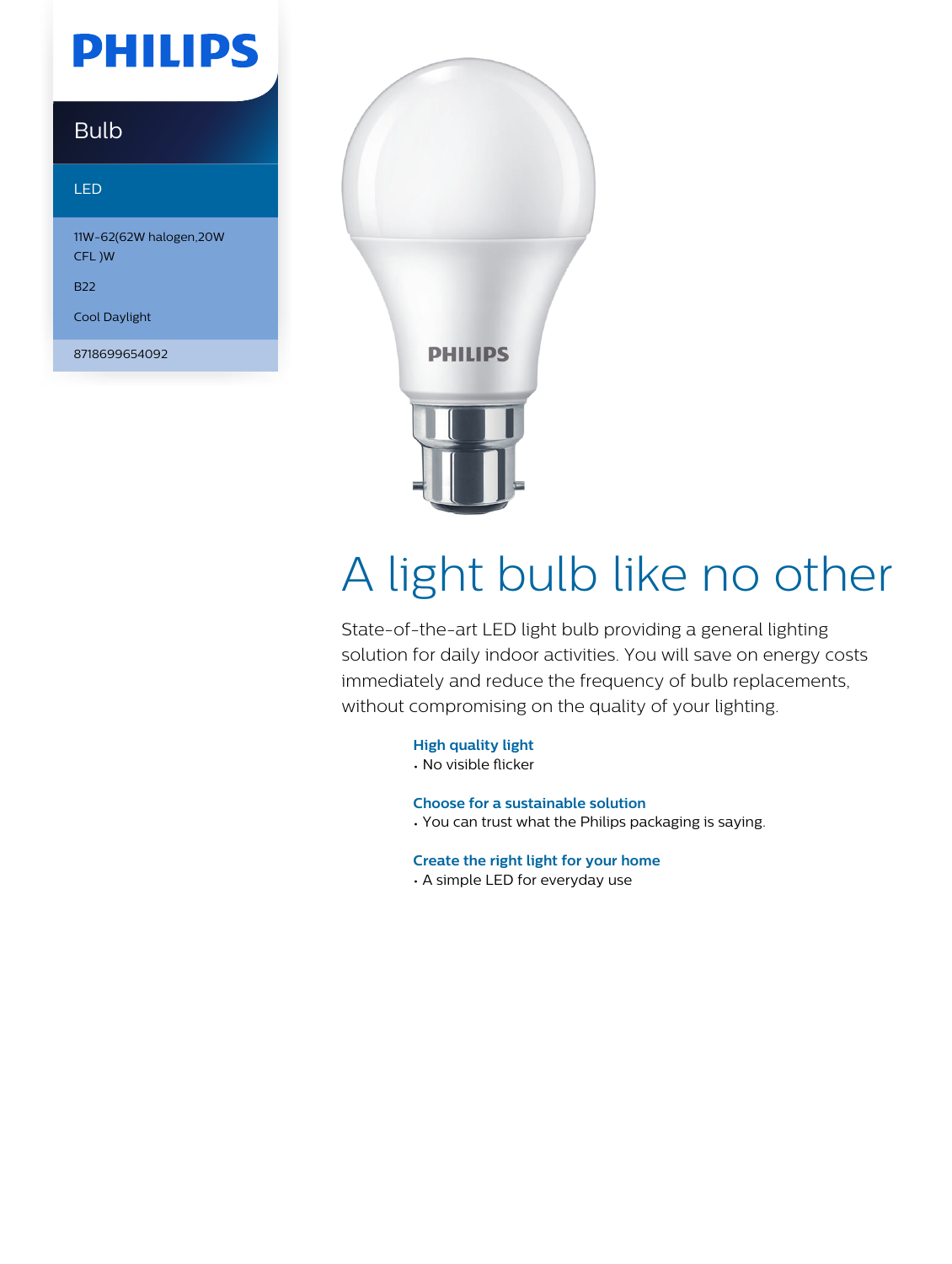PHILIPS

Bulb

LED

11W-62(62W halogen,20W CFL )W

B22

Cool Daylight

8718699654092

# A light bulb like no other

State-of-the-art LED light bulb providing a general lighting solution for daily indoor activities. You will save on energy costs immediately and reduce the frequency of bulb replacements, without compromising on the quality of your lighting.

**High quality light**
- No visible flicker

**Choose for a sustainable solution**
- You can trust what the Philips packaging is saying.

**Create the right light for your home**
- A simple LED for everyday use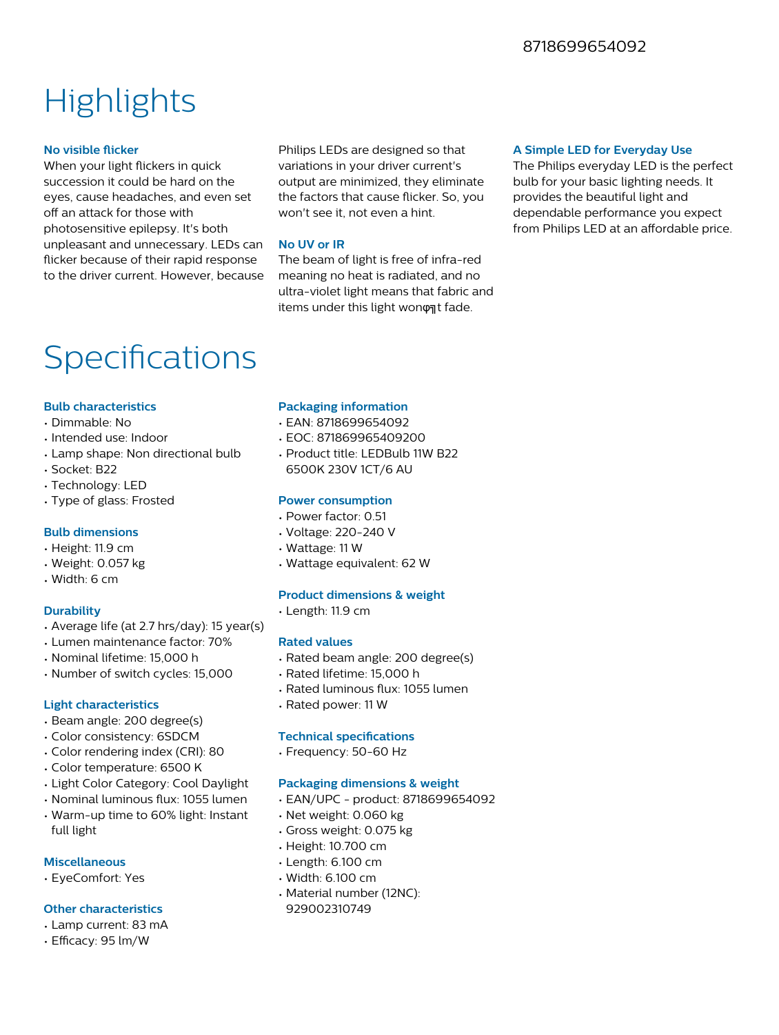8718699654092

# Highlights

### No visible flicker

When your light flickers in quick succession it could be hard on the eyes, cause headaches, and even set off an attack for those with photosensitive epilepsy. It's both unpleasant and unnecessary. LEDs can flicker because of their rapid response to the driver current. However, because Philips LEDs are designed so that variations in your driver current's output are minimized, they eliminate the factors that cause flicker. So, you won't see it, not even a hint.

### No UV or IR

The beam of light is free of infra-red meaning no heat is radiated, and no ultra-violet light means that fabric and items under this light wonφ╗t fade.

### A Simple LED for Everyday Use

The Philips everyday LED is the perfect bulb for your basic lighting needs. It provides the beautiful light and dependable performance you expect from Philips LED at an affordable price.

# Specifications

### Bulb characteristics

- Dimmable: No
- Intended use: Indoor
- Lamp shape: Non directional bulb
- Socket: B22
- Technology: LED
- Type of glass: Frosted

### Bulb dimensions

- Height: 11.9 cm
- Weight: 0.057 kg
- Width: 6 cm

### Durability

- Average life (at 2.7 hrs/day): 15 year(s)
- Lumen maintenance factor: 70%
- Nominal lifetime: 15,000 h
- Number of switch cycles: 15,000

### Light characteristics

- Beam angle: 200 degree(s)
- Color consistency: 6SDCM
- Color rendering index (CRI): 80
- Color temperature: 6500 K
- Light Color Category: Cool Daylight
- Nominal luminous flux: 1055 lumen
- Warm-up time to 60% light: Instant full light

### Miscellaneous

- EyeComfort: Yes

### Other characteristics

- Lamp current: 83 mA
- Efficacy: 95 lm/W

### Packaging information

- EAN: 8718699654092
- EOC: 871869965409200
- Product title: LEDBulb 11W B22 6500K 230V 1CT/6 AU

### Power consumption

- Power factor: 0.51
- Voltage: 220-240 V
- Wattage: 11 W
- Wattage equivalent: 62 W

### Product dimensions & weight

- Length: 11.9 cm

### Rated values

- Rated beam angle: 200 degree(s)
- Rated lifetime: 15,000 h
- Rated luminous flux: 1055 lumen
- Rated power: 11 W

### Technical specifications

- Frequency: 50-60 Hz

### Packaging dimensions & weight

- EAN/UPC - product: 8718699654092
- Net weight: 0.060 kg
- Gross weight: 0.075 kg
- Height: 10.700 cm
- Length: 6.100 cm
- Width: 6.100 cm
- Material number (12NC): 929002310749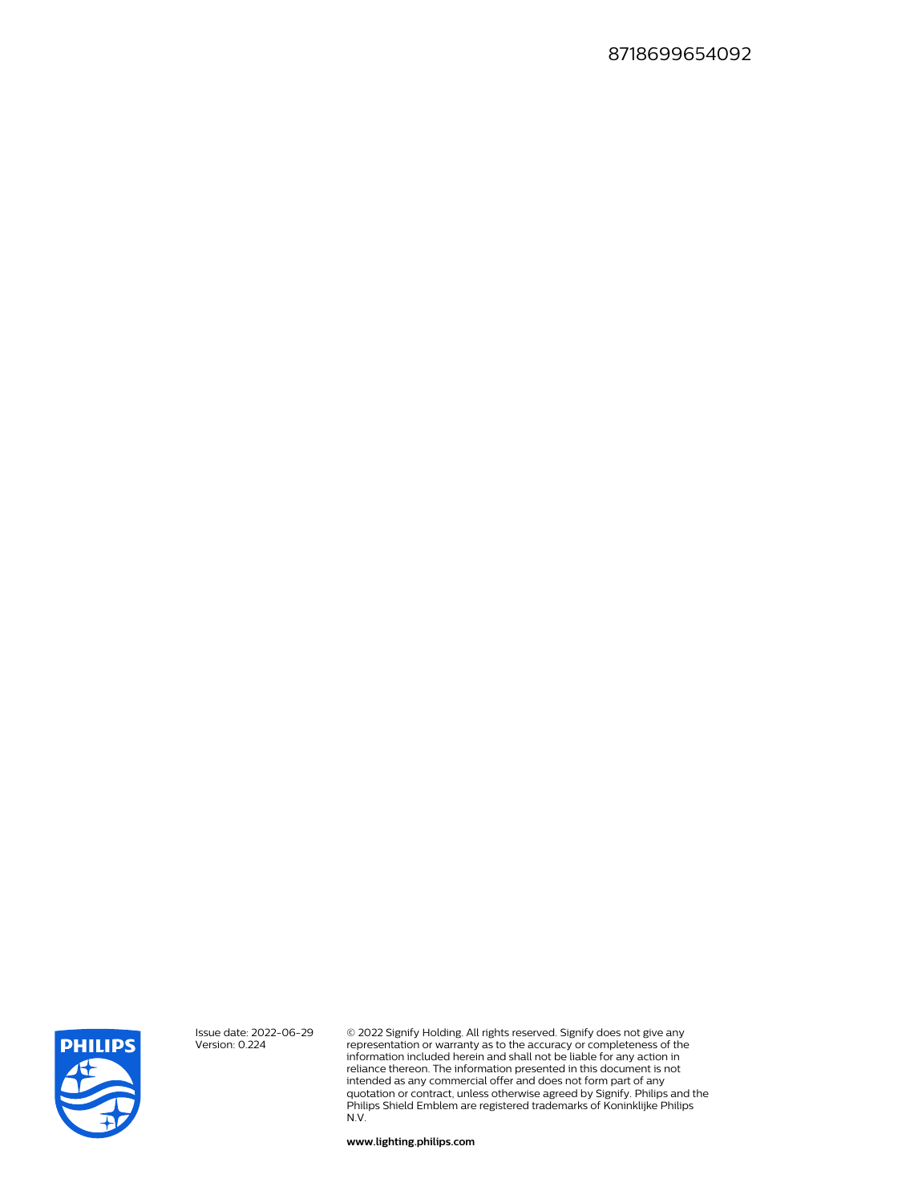8718699654092

Issue date: 2022-06-29
Version: 0.224

© 2022 Signify Holding. All rights reserved. Signify does not give any representation or warranty as to the accuracy or completeness of the information included herein and shall not be liable for any action in reliance thereon. The information presented in this document is not intended as any commercial offer and does not form part of any quotation or contract, unless otherwise agreed by Signify. Philips and the Philips Shield Emblem are registered trademarks of Koninklijke Philips N.V.

**www.lighting.philips.com**